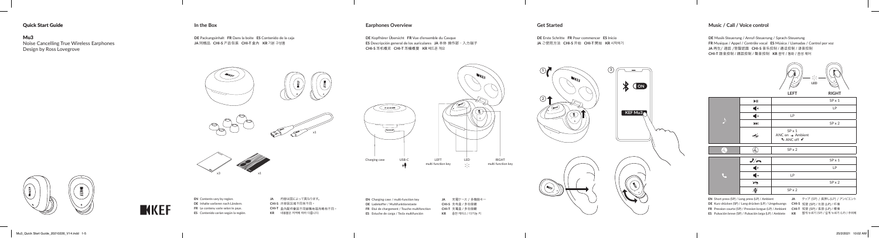## Quick Start Guide

**Mu3**

Noise Cancelling True Wireless Earphones
Design by Ross Lovegrove

KEF

## In the Box

**DE** Packungsinhalt **FR** Dans la boîte **ES** Contenido de la caja
**JA** 同梱品 **CHI-S** 产品包装 **CHI-T** 盒內 **KR** 기본 구성품

x3 x1 x1

**EN** Contents vary by region.
**DE** Inhalte variieren nach Ländern.
**FR** Le contenu varie selon le pays.
**ES** Contenido varían según la región.
**JA** 内容は国によって異なります。
**CHI-S** 内容因区域不同有不同。
**CHI-T** 盒內配件會因不同銷售地區有所不同。
**KR** 내용물은 지역에 따라 다릅니다.

## Earphones Overview

**DE** Kopfhörer Übersicht **FR** Vue d'ensemble du Casque
**ES** Descripción general de los auriculares **JA** 本体 操作部・入力端子
**CHI-S** 耳机概览 **CHI-T** 耳機概覽 **KR** 헤드폰 개요

Charging case | USB-C | LEFT multi function key | LED | RIGHT multi function key

**EN** Charging case / multi-function key
**DE** Ladekoffer / Multifunktionstaste
**FR** Etui de chargement / Touche multifonction
**ES** Estuche de carga / Tecla multifunción
**JA** 充電ケース / 多機能キー
**CHI-S** 充电盒 / 多功能键
**CHI-T** 充電盒 / 多功能鍵
**KR** 충전 케이스 / 다기능 키

## Get Started

**DE** Erste Schritte **FR** Pour commencer **ES** Inicio
**JA** ご使用方法 **CHI-S** 开始 **CHI-T** 開始 **KR** 시작하기

1 2 3

ON

KEF Mu3

## Music / Call / Voice control

**DE** Musik-Steuerung / Anruf-Steuerung / Sprach-Steuerung
**FR** Musique / Appel / Contrôle vocal **ES** Música / Llamadas / Control por voz
**JA** 再生／通話／音聲認識 **CHI-S** 音乐控制 / 通话控制 / 语音控制
**CHI-T** 播音控制 / 通話控制 / 聲音控制 **KR** 음악 / 통화 / 음성 제어

LED

| | | LEFT | RIGHT |
|---|---|---|---|
| ♪ | ⏯ | | SP x 1 |
| | 🔊+ | | LP |
| | 🔉− | LP | |
| | ⏭ | | SP x 2 |
| | ANC | SP x 1<br>ANC on → Ambient<br>↖ ANC off ↙ | |
| Assistant | Assistant | SP x 2 | |
| 📞 | Answer / End | | SP x 1 |
| | 🔊+ | | LP |
| | 🔉− | LP | |
| | Reject | | SP x 2 |
| | Mute | SP x 2 | |

**EN** Short press (SP) / Long press (LP) / Ambient
**DE** Kurz drücken (SP) / Lang drücken (LP) / Umgebungs
**FR** Pression courte (SP) / Pression longue (LP) / Ambiant
**ES** Pulsación breve (SP) / Pulsación larga (LP) / Ambiente
**JA** タップ (SP) / 長押し(LP) / アンビエント
**CHI-S** 短按 (SP) / 长按 (LP) / 环境
**CHI-T** 短按 (SP) / 長按 (LP) / 環境
**KR** 짧게 누르기 (SP) / 길게 누르기 (LP) / 주위패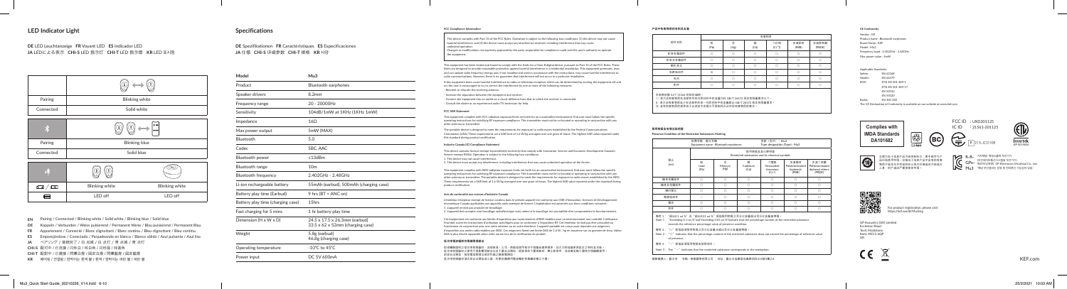## LED Indicator Light

**DE** LED Leuchtanzeige **FR** Voyant LED **ES** Indicador LED
**JA** LEDによる表示 **CHI-S** LED 指示灯 **CHI-T** LED 指示燈 **KR** LED 표시등

| | |
|---|---|
| Pairing | Blinking white |
| Connected | Solid white |

| | |
|---|---|
| Pairing | Blinking blue |
| Connected | Solid blue |

| | | |
|---|---|---|
| | Blinking white | Blinking white |
| | LED off | LED off |

**EN** Pairing / Connected / Blinking white / Solid white / Blinking blue / Solid blue
**DE** Koppeln / Verbunden / Weiss pulsierend / Permanent Weiss / Blau pulsierend / Permanent Blau
**FR** Appariement / Connecté / Blanc clignotant / Blanc continu / Bleu clignotant / Bleu continu
**ES** Emparejándose / Conectado / Parpadeando en blanco / Blanco sólido / Azul pulsante / Azul fi­jo
**JA** ペアリング / 接続完了 / 白 点滅 / 白 点灯 / 青 点滅 / 青 点灯
**CHI-S** 配对中 / 已连接 / 闪烁白 / 常亮白 / 闪烁蓝 / 常亮蓝
**CHI-T** 配對中 / 已連接 / 閃爍白燈 / 固定白燈 / 閃爍藍燈 / 固定藍燈
**KR** 페어링 / 연결됨 / 깜박이는 흰색 불 / 흰색 / 깜박이는 파란 불 / 파란 불

## Specifications

**DE** Spezifikationen **FR** Caractéristiques **ES** Especificaciones
**JA** 仕様 **CHI-S** 详细参数 **CHI-T** 規格 **KR** 사양

| | |
|---|---|
| Model | Mu3 |
| Product | Bluetooth earphones |
| Speaker drivers | 8.2mm |
| Frequency range | 20 - 20000Hz |
| Sensitivity | 104dB/1mW at 1KHz (1KHz 1mW) |
| Impedance | 16Ω |
| Max power output | 5mW (MAX) |
| Bluetooth | 5.0 |
| Codec | SBC, AAC |
| Bluetooth power | ≤13dBm |
| Bluetooth range | 10m |
| Bluetooth frequency | 2.402GHz - 2.48GHz |
| Li-ion rechargeable battery | 55mAh (earbud), 500mAh (charging case) |
| Battery play time (Earbud) | 9 hrs (BT + ANC on) |
| Battery play time (charging case) | 15hrs |
| Fast charging for 5 mins | 1 hr battery play time |
| Dimension (H x W x D) | 24.5 x 17.5 x 26.3mm (earbud)<br>33.5 x 62 x 52mm (charging case) |
| Weight | 5.8g (earbud)<br>46.8g (charging case) |
| Operating temperature | -10°C to 45°C |
| Power input | DC 5V 600mA |

### FCC Compliance Information

This device complies with Part 15 of the FCC Rules. Operation is subject to the following two conditions: (1) this device may not cause harmful interference, and (2) this device must accept any interference received, including interference that may cause undesired operation.
Changes or modifications not expressly approved by the party responsible for compliance could void the user's authority to operate the equipment.

This equipment has been tested and found to comply with the limits for a Class B digital device, pursuant to Part 15 of the FCC Rules. These limits are designed to provide reasonable protection against harmful interference in a residential installation. This equipment generates, uses and can radiate radio frequency energy and, if not installed and used in accordance with the instructions, may cause harmful interference to radio communications. However, there is no guarantee that interference will not occur in a particular installation.
If this equipment does cause harmful interference to radio or television reception, which can be determined by turning the equipment off and on, the user is encouraged to try to correct the interference by one or more of the following measures:
- Reorient or relocate the receiving antenna.
- Increase the separation between the equipment and receiver.
- Connect the equipment into an outlet on a circuit different from that to which the receiver is connected.
- Consult the dealer or an experienced radio/TV technician for help.

### FCC SAR Statement

This equipment complies with FCC radiation exposure limits set forth for an uncontrolled environment. End user must follow the specific operating instructions for satisfying RF exposure compliance. This transmitter must not be co-located or operating in conjunction with any other antenna or transmitter.
The portable device is designed to meet the requirements for exposure to radio waves established by the Federal Communications Commission (USA). These requirements set a SAR limit of 1.6 W/kg averaged over one gram of tissue. The highest SAR value reported under this standard during product certification.

### Industry Canada (IC) Compliance Statement

This device contains licence-exempt transmitter(s)/receiver(s) that comply with Innovation, Science and Economic Development Canada's licence-exempt RSS(s). Operation is subject to the following two conditions:
1. This device may not cause interference.
2. This device must accept any interference, including interference that may cause undesired operation of the device.

This equipment complies with ISED radiation exposure limits set forth for an uncontrolled environment. End user must follow the specific operating instructions for satisfying RF exposure compliance. This transmitter must not be co-located or operating in conjunction with any other antenna or transmitter. The portable device is designed to meet the requirements for exposure to radio waves established by the ISED. These requirements set a SAR limit of 1.6 W/kg averaged over one gram of tissue. The highest SAR value reported under this standard during product certification.

### Avis de conformité aux normes d'Industrie Canada

L'émetteur/récepteur exempt de licence contenu dans le présent appareil est conforme aux CNR d'Innovation, Sciences et Développement économique Canada applicables aux appareils radio exempts de licence. L'exploitation est autorisée aux deux conditions suivantes :
1. L'appareil ne doit pas produire de brouillage;
2. L'appareil doit accepter tout brouillage radioélectrique subi, même si le brouillage est susceptible d'en compromettre le fonctionnement.

Cet équipement est conforme aux limites d'exposition aux rayonnements d'ISED établies pour un environnement non contrôlé. L'utilisateur final doit suivre les instructions d'utilisation spécifiques pour se conformer à l'exposition RF. Cet émetteur ne doit pas être colocalisé ou fonctionner en conjonction avec une autre antenne ou un autre émetteur. L'appareil portable est conçu pour répondre aux exigences d'exposition aux ondes radio établies par ISED. Ces exigences fixent une limite DAS de 1,6 W / kg en moyenne sur un gramme de tissu. Valeur DAS la plus élevée signalée selon cette norme lors de la certification du produit.

### 低功率電波輻射性電機管理辦法

取得審驗證明之低功率射頻器材，非經核准，公司、商號或使用者均不得擅自變更頻率、加大功率或變更原設計之特性及功能。
低功率射頻器材之使用不得影響飛航安全及干擾合法通信；經發現有干擾現象時，應立即停用，並改善至無干擾時方得繼續使用。
前項合法通信，指依電信管理法規定作業之無線電通信。
低功率射頻器材須忍受合法通信或工業、科學及醫療用電波輻射性電機設備之干擾。

### 产品中有害物质的名称及含量

| 部件名称 | 有害物质 | | | | | |
|---|---|---|---|---|---|---|
| | 铅 (Pb) | 汞 (Hg) | 镉 (Cd) | 六价铬 (Cr⁶⁺) | 多溴联苯 (PBB) | 多溴二苯醚 (PBDE) |
| 机壳/五金部件 | ○ | ○ | ○ | ○ | ○ | ○ |
| 机壳/注塑部件 | ○ | ○ | ○ | ○ | ○ | ○ |
| 喇叭单元 | ○ | ○ | ○ | ○ | ○ | ○ |
| 电路板组件 | × | ○ | ○ | ○ | ○ | ○ |
| 电池 | ○ | ○ | ○ | ○ | ○ | ○ |
| 附件 | ○ | ○ | ○ | ○ | ○ | ○ |

本表格依据 SJ/T 11364 的规定编制。
○：表示该有害物质在该部件所有均质材料中的含量均在 GB/T 26572 规定的限量要求以下。
×：表示该有害物质至少在该部件的某一均质材料中的含量超出 GB/T 26572 规定的限量要求。
注：含有有害物质的部件由于全球技术发展水平限制而无法实现有害物质的替代。

### 限用物質含有情況標示聲明書
**Presence Condition of the Restricted Substances Marking**

設備名稱：藍牙耳機 Equipment name : Bluetooth earphones　型號（型式）：Mu3 Type designation (Type) : Mu3

| 單元 Unit | 限用物質及其化學符號 Restricted substances and its chemical symbols | | | | | |
|---|---|---|---|---|---|---|
| | 鉛 Lead (Pb) | 汞 Mercury (Hg) | 鎘 Cadmium (Cd) | 六價鉻 Hexavalent chromium (Cr⁺⁶) | 多溴聯苯 Polybrominated biphenyls (PBB) | 多溴二苯醚 Polybrominated diphenyl ethers (PBDE) |
| 機殼/五金部件 | ○ | ○ | ○ | ○ | ○ | ○ |
| 機殼/注塑部件 | ○ | ○ | ○ | ○ | ○ | ○ |
| 喇叭單元 | ○ | ○ | ○ | ○ | ○ | ○ |
| 電路板組件 | − | ○ | ○ | ○ | ○ | ○ |
| 電池 | ○ | ○ | ○ | ○ | ○ | ○ |
| 附件 | ○ | ○ | ○ | ○ | ○ | ○ |

備考 1. "超出0.1 wt %" 及 "超出0.01 wt %" 係指限用物質之百分比含量超出百分比含量基準值。
Note 1 : "Exceeding 0.1 wt %" and "exceeding 0.01 wt %" indicate that the percentage content of the restricted substance exceeds the reference percentage value of presence condition.
備考 2. "○" 係指該項限用物質之百分比含量未超出百分比含量基準值。
Note 2 : "○" indicates that the percentage content of the restricted substance does not exceed the percentage of reference value of presence.
備考 3. "−" 係指該項限用物質為排除項目。
Note 3 : The "−" indicates that the restricted substance corresponds to the exemption.

報驗義務人：鍵方英　　地址：南投縣南投市自立 　　統比：臺北市松鶴區松德路幹段6號13樓之3

### CE Conformity

Hereby - GP
Product name - Bluetooth earphones
Brand Name - KEF
Model - Mu3
Frequency band - 2.402GHz - 2.48GHz
Max power value - 5mW

Applicable Standards:
Safety: EN 62368
Health: EN 62479
EMC: ETSI EN 301 489-1
　　　ETSI EN 301 489-17
　　　EN 55032
　　　EN 55035
Radio: EN 300 328
The CE Declaration of Conformity is available on our website at www.kef.com

Complies with IMDA Standards DA101682

FCC ID : UXD201125
IC ID : 21561-201125

R 215-JCD108

依據行政院環保署規定，廢電池請分類回收。廢乾電池請回收。

기자재명: 특정소출력 무선기기
KC 상호명: GP Electronics (Huizhou) Co., Ltd.
제조자/제조국: GP Electronics (Huizhou) Co., Ltd.
"해당 무선설비는 운용 중 전파혼신 가능성이 있음"

For product registration, please visit
https://kef.world/Mu3reg

GP Acoustics (UK) Limited
Eccleston Road
Tovil, Maidstone
Kent, ME15 6QP
UK

KEF.com